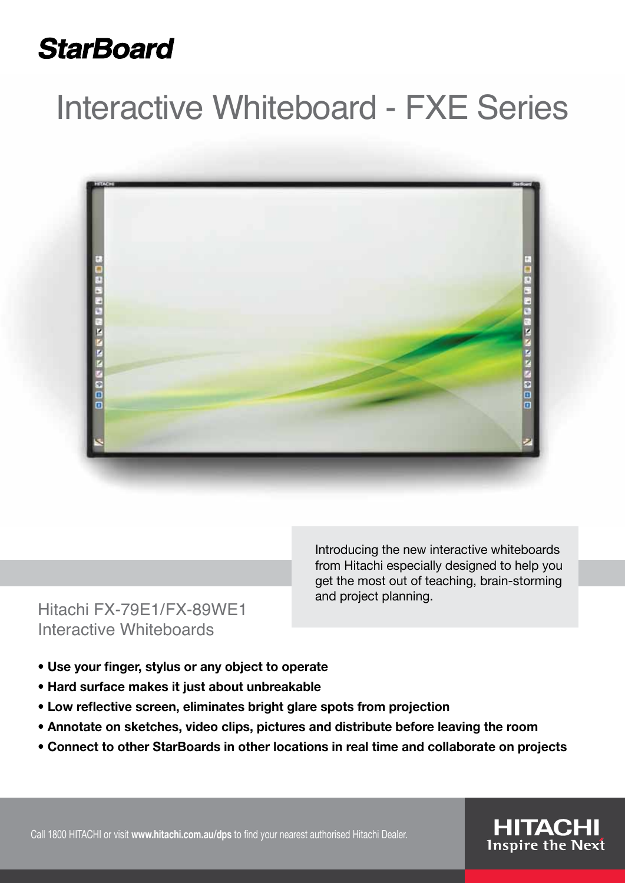# StarBoard

## Interactive Whiteboard - FXE Series

Introducing the new interactive whiteboards from Hitachi especially designed to help you get the most out of teaching, brain-storming and project planning.

### Hitachi FX-79E1/FX-89WE1 Interactive Whiteboards

- **Use your finger, stylus or any object to operate**
- **Hard surface makes it just about unbreakable**
- **Low reflective screen, eliminates bright glare spots from projection**
- **Annotate on sketches, video clips, pictures and distribute before leaving the room**
- **Connect to other StarBoards in other locations in real time and collaborate on projects**

Call 1800 HITACHI or visit **www.hitachi.com.au/dps** to find your nearest authorised Hitachi Dealer.

HITACHI
Inspire the Next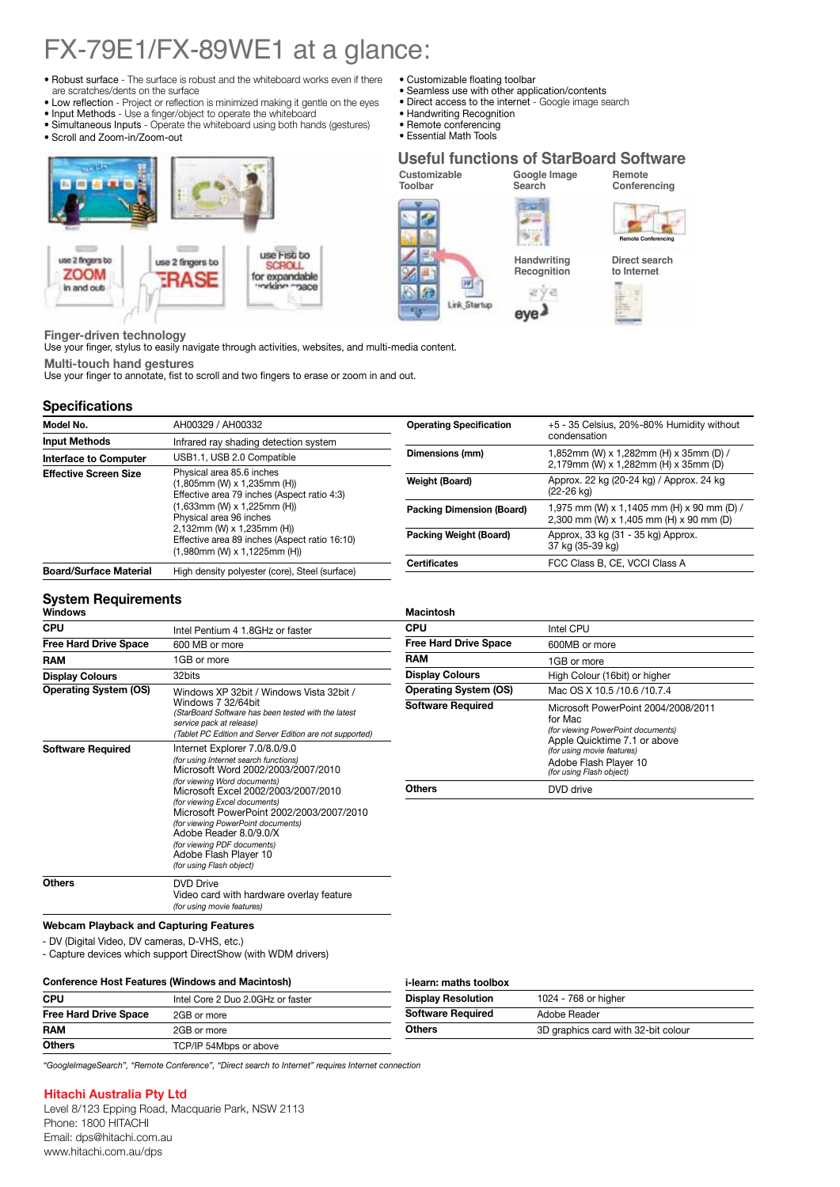# FX-79E1/FX-89WE1 at a glance:

- Robust surface - The surface is robust and the whiteboard works even if there are scratches/dents on the surface
- Low reflection - Project or reflection is minimized making it gentle on the eyes
- Input Methods - Use a finger/object to operate the whiteboard
- Simultaneous Inputs - Operate the whiteboard using both hands (gestures)
- Scroll and Zoom-in/Zoom-out

- Customizable floating toolbar
- Seamless use with other application/contents
- Direct access to the internet - Google image search
- Handwriting Recognition
- Remote conferencing
- Essential Math Tools

## Useful functions of StarBoard Software

Customizable Toolbar

Google Image Search

Remote Conferencing

Handwriting Recognition

Direct search to Internet

### Finger-driven technology

Use your finger, stylus to easily navigate through activities, websites, and multi-media content.

### Multi-touch hand gestures

Use your finger to annotate, fist to scroll and two fingers to erase or zoom in and out.

## Specifications

| | |
|---|---|
| **Model No.** | AH00329 / AH00332 |
| **Input Methods** | Infrared ray shading detection system |
| **Interface to Computer** | USB1.1, USB 2.0 Compatible |
| **Effective Screen Size** | Physical area 85.6 inches (1,805mm (W) x 1,235mm (H)) Effective area 79 inches (Aspect ratio 4:3) (1,633mm (W) x 1,225mm (H)) Physical area 96 inches 2,132mm (W) x 1,235mm (H)) Effective area 89 inches (Aspect ratio 16:10) (1,980mm (W) x 1,1225mm (H)) |
| **Board/Surface Material** | High density polyester (core), Steel (surface) |
| **Operating Specification** | +5 - 35 Celsius, 20%-80% Humidity without condensation |
| **Dimensions (mm)** | 1,852mm (W) x 1,282mm (H) x 35mm (D) / 2,179mm (W) x 1,282mm (H) x 35mm (D) |
| **Weight (Board)** | Approx. 22 kg (20-24 kg) / Approx. 24 kg (22-26 kg) |
| **Packing Dimension (Board)** | 1,975 mm (W) x 1,1405 mm (H) x 90 mm (D) / 2,300 mm (W) x 1,405 mm (H) x 90 mm (D) |
| **Packing Weight (Board)** | Approx, 33 kg (31 - 35 kg) Approx. 37 kg (35-39 kg) |
| **Certificates** | FCC Class B, CE, VCCI Class A |

## System Requirements

**Windows**

| | |
|---|---|
| **CPU** | Intel Pentium 4 1.8GHz or faster |
| **Free Hard Drive Space** | 600 MB or more |
| **RAM** | 1GB or more |
| **Display Colours** | 32bits |
| **Operating System (OS)** | Windows XP 32bit / Windows Vista 32bit / Windows 7 32/64bit *(StarBoard Software has been tested with the latest service pack at release)* *(Tablet PC Edition and Server Edition are not supported)* |
| **Software Required** | Internet Explorer 7.0/8.0/9.0 *(for using Internet search functions)* Microsoft Word 2002/2003/2007/2010 *(for viewing Word documents)* Microsoft Excel 2002/2003/2007/2010 *(for viewing Excel documents)* Microsoft PowerPoint 2002/2003/2007/2010 *(for viewing PowerPoint documents)* Adobe Reader 8.0/9.0/X *(for viewing PDF documents)* Adobe Flash Player 10 *(for using Flash object)* |
| **Others** | DVD Drive Video card with hardware overlay feature *(for using movie features)* |

**Macintosh**

| | |
|---|---|
| **CPU** | Intel CPU |
| **Free Hard Drive Space** | 600MB or more |
| **RAM** | 1GB or more |
| **Display Colours** | High Colour (16bit) or higher |
| **Operating System (OS)** | Mac OS X 10.5 /10.6 /10.7.4 |
| **Software Required** | Microsoft PowerPoint 2004/2008/2011 for Mac *(for viewing PowerPoint documents)* Apple Quicktime 7.1 or above *(for using movie features)* Adobe Flash Player 10 *(for using Flash object)* |
| **Others** | DVD drive |

**Webcam Playback and Capturing Features**

- DV (Digital Video, DV cameras, D-VHS, etc.)
- Capture devices which support DirectShow (with WDM drivers)

**Conference Host Features (Windows and Macintosh)**

| | |
|---|---|
| **CPU** | Intel Core 2 Duo 2.0GHz or faster |
| **Free Hard Drive Space** | 2GB or more |
| **RAM** | 2GB or more |
| **Others** | TCP/IP 54Mbps or above |

**i-learn: maths toolbox**

| | |
|---|---|
| **Display Resolution** | 1024 - 768 or higher |
| **Software Required** | Adobe Reader |
| **Others** | 3D graphics card with 32-bit colour |

*"GoogleImageSearch", "Remote Conference", "Direct search to Internet" requires Internet connection*

**Hitachi Australia Pty Ltd**

Level 8/123 Epping Road, Macquarie Park, NSW 2113
Phone: 1800 HITACHI
Email: dps@hitachi.com.au
www.hitachi.com.au/dps